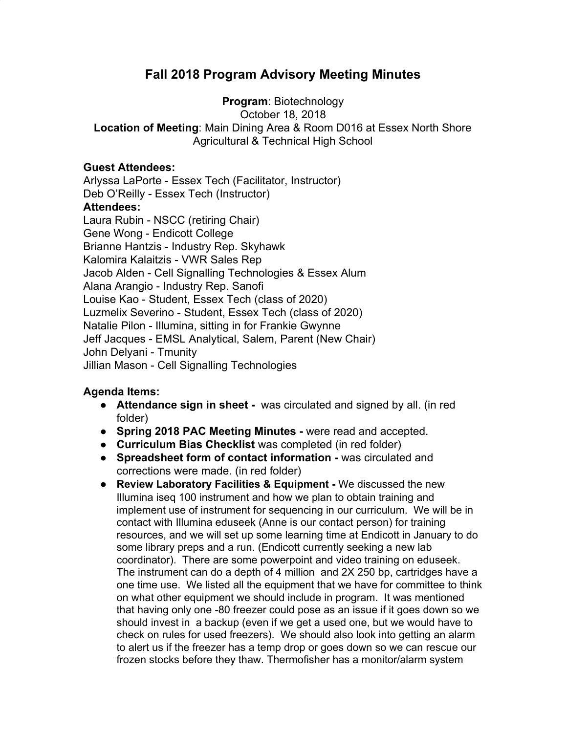# Fall 2018 Program Advisory Meeting Minutes

**Program**: Biotechnology
October 18, 2018
**Location of Meeting**: Main Dining Area & Room D016 at Essex North Shore Agricultural & Technical High School

**Guest Attendees:**
Arlyssa LaPorte - Essex Tech (Facilitator, Instructor)
Deb O'Reilly - Essex Tech (Instructor)

**Attendees:**
Laura Rubin - NSCC (retiring Chair)
Gene Wong - Endicott College
Brianne Hantzis - Industry Rep. Skyhawk
Kalomira Kalaitzis - VWR Sales Rep
Jacob Alden - Cell Signalling Technologies & Essex Alum
Alana Arangio - Industry Rep. Sanofi
Louise Kao - Student, Essex Tech (class of 2020)
Luzmelix Severino - Student, Essex Tech (class of 2020)
Natalie Pilon - Illumina, sitting in for Frankie Gwynne
Jeff Jacques - EMSL Analytical, Salem, Parent (New Chair)
John Delyani - Tmunity
Jillian Mason - Cell Signalling Technologies

**Agenda Items:**

- **Attendance sign in sheet -** was circulated and signed by all. (in red folder)
- **Spring 2018 PAC Meeting Minutes -** were read and accepted.
- **Curriculum Bias Checklist** was completed (in red folder)
- **Spreadsheet form of contact information -** was circulated and corrections were made. (in red folder)
- **Review Laboratory Facilities & Equipment -** We discussed the new Illumina iseq 100 instrument and how we plan to obtain training and implement use of instrument for sequencing in our curriculum. We will be in contact with Illumina eduseek (Anne is our contact person) for training resources, and we will set up some learning time at Endicott in January to do some library preps and a run. (Endicott currently seeking a new lab coordinator). There are some powerpoint and video training on eduseek. The instrument can do a depth of 4 million and 2X 250 bp, cartridges have a one time use. We listed all the equipment that we have for committee to think on what other equipment we should include in program. It was mentioned that having only one -80 freezer could pose as an issue if it goes down so we should invest in a backup (even if we get a used one, but we would have to check on rules for used freezers). We should also look into getting an alarm to alert us if the freezer has a temp drop or goes down so we can rescue our frozen stocks before they thaw. Thermofisher has a monitor/alarm system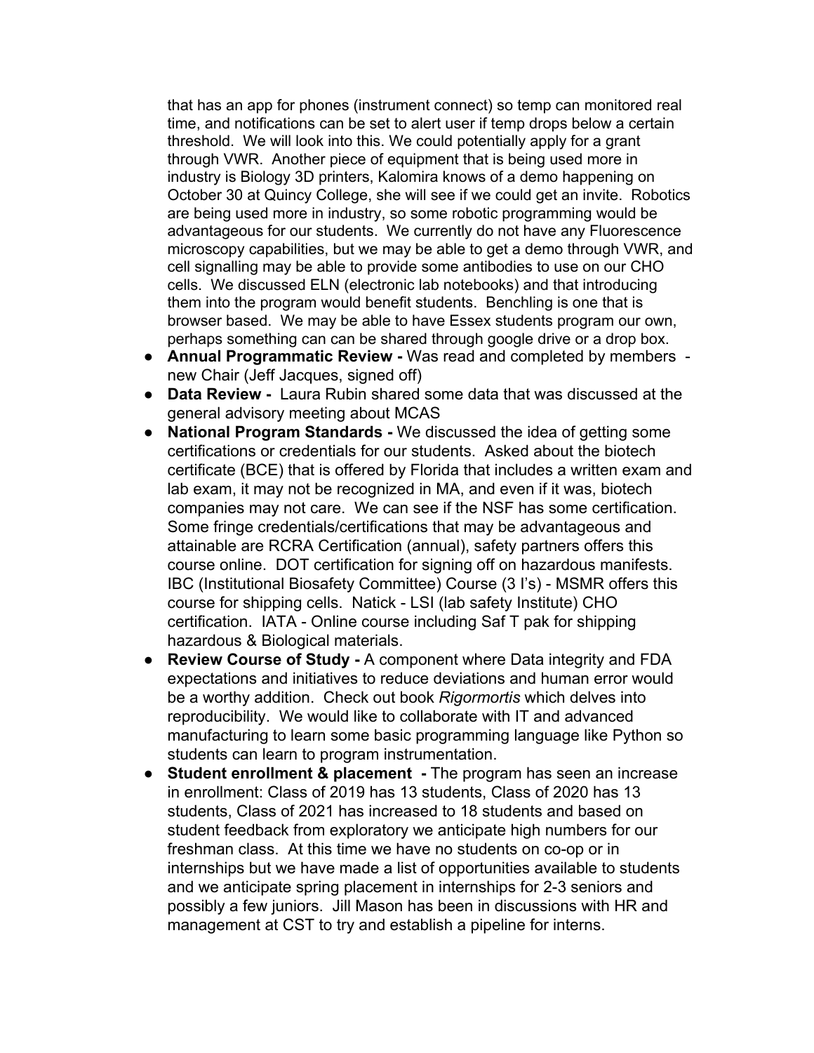that has an app for phones (instrument connect) so temp can monitored real time, and notifications can be set to alert user if temp drops below a certain threshold. We will look into this. We could potentially apply for a grant through VWR. Another piece of equipment that is being used more in industry is Biology 3D printers, Kalomira knows of a demo happening on October 30 at Quincy College, she will see if we could get an invite. Robotics are being used more in industry, so some robotic programming would be advantageous for our students. We currently do not have any Fluorescence microscopy capabilities, but we may be able to get a demo through VWR, and cell signalling may be able to provide some antibodies to use on our CHO cells. We discussed ELN (electronic lab notebooks) and that introducing them into the program would benefit students. Benchling is one that is browser based. We may be able to have Essex students program our own, perhaps something can can be shared through google drive or a drop box.

- **Annual Programmatic Review -** Was read and completed by members - new Chair (Jeff Jacques, signed off)
- **Data Review -** Laura Rubin shared some data that was discussed at the general advisory meeting about MCAS
- **National Program Standards -** We discussed the idea of getting some certifications or credentials for our students. Asked about the biotech certificate (BCE) that is offered by Florida that includes a written exam and lab exam, it may not be recognized in MA, and even if it was, biotech companies may not care. We can see if the NSF has some certification. Some fringe credentials/certifications that may be advantageous and attainable are RCRA Certification (annual), safety partners offers this course online. DOT certification for signing off on hazardous manifests. IBC (Institutional Biosafety Committee) Course (3 I's) - MSMR offers this course for shipping cells. Natick - LSI (lab safety Institute) CHO certification. IATA - Online course including Saf T pak for shipping hazardous & Biological materials.
- **Review Course of Study -** A component where Data integrity and FDA expectations and initiatives to reduce deviations and human error would be a worthy addition. Check out book *Rigormortis* which delves into reproducibility. We would like to collaborate with IT and advanced manufacturing to learn some basic programming language like Python so students can learn to program instrumentation.
- **Student enrollment & placement -** The program has seen an increase in enrollment: Class of 2019 has 13 students, Class of 2020 has 13 students, Class of 2021 has increased to 18 students and based on student feedback from exploratory we anticipate high numbers for our freshman class. At this time we have no students on co-op or in internships but we have made a list of opportunities available to students and we anticipate spring placement in internships for 2-3 seniors and possibly a few juniors. Jill Mason has been in discussions with HR and management at CST to try and establish a pipeline for interns.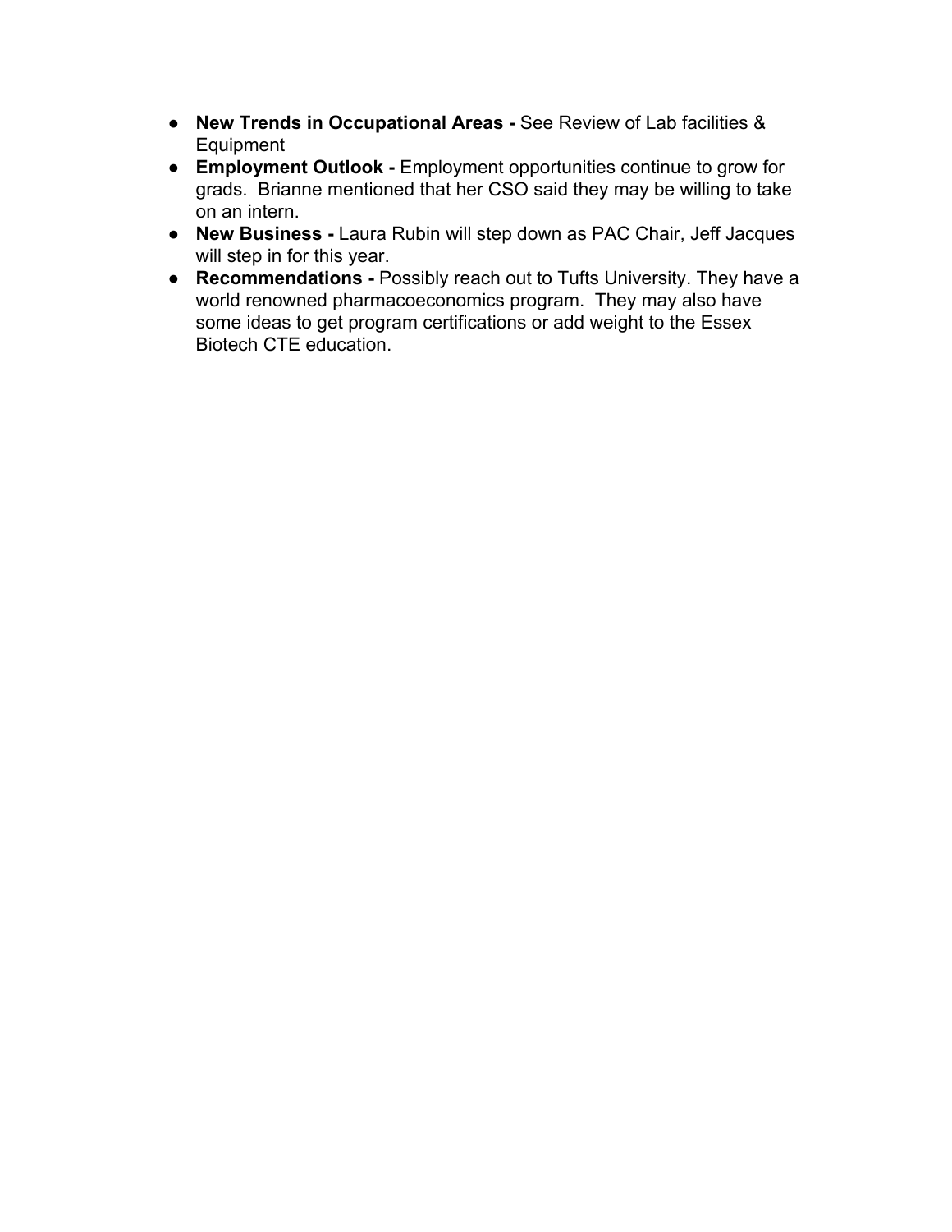- **New Trends in Occupational Areas -** See Review of Lab facilities & Equipment
- **Employment Outlook -** Employment opportunities continue to grow for grads. Brianne mentioned that her CSO said they may be willing to take on an intern.
- **New Business -** Laura Rubin will step down as PAC Chair, Jeff Jacques will step in for this year.
- **Recommendations -** Possibly reach out to Tufts University. They have a world renowned pharmacoeconomics program. They may also have some ideas to get program certifications or add weight to the Essex Biotech CTE education.